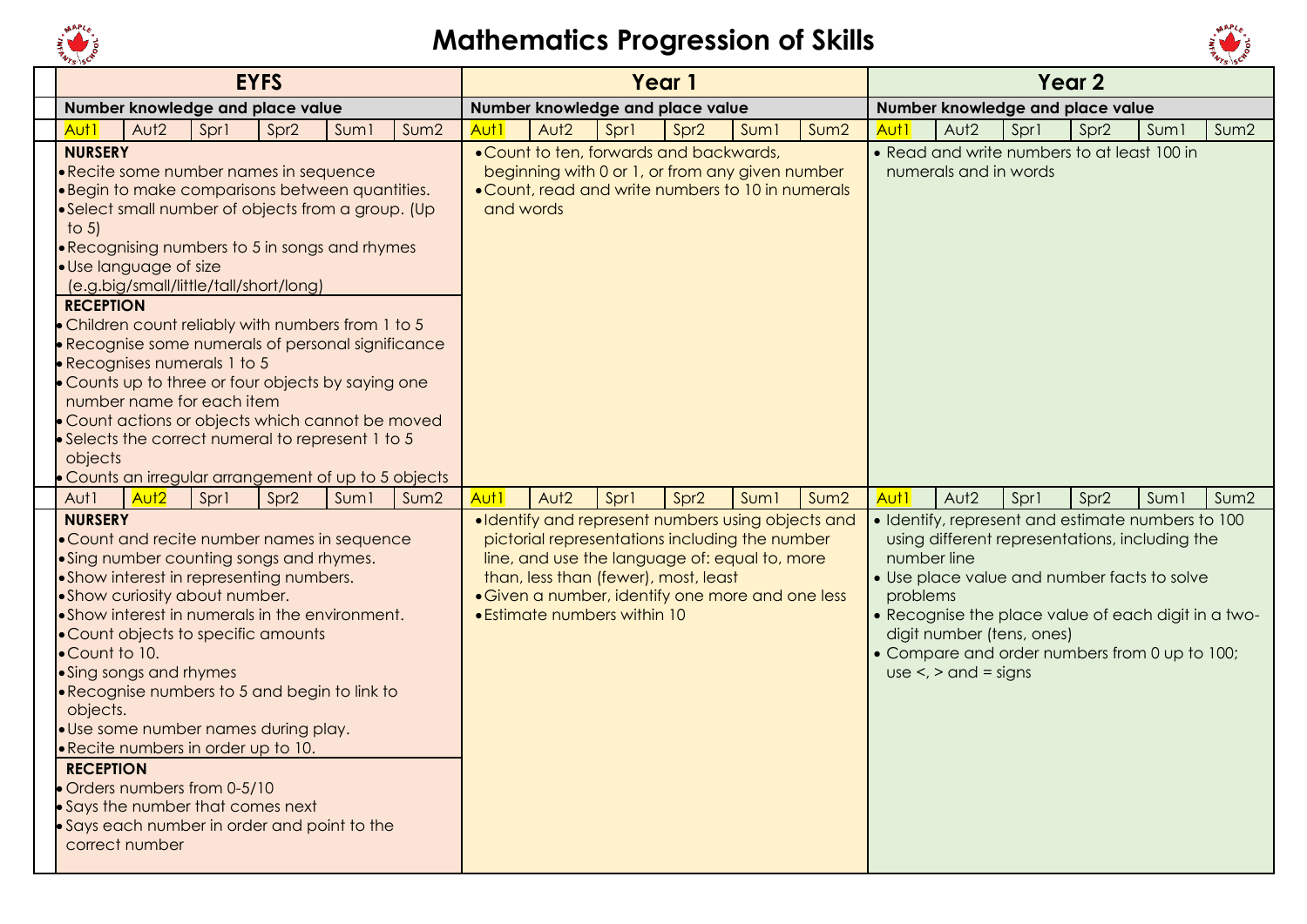# Mathematics Progression of Skills

| EYFS | Year 1 | Year 2 |
|---|---|---|
| **Number knowledge and place value** | **Number knowledge and place value** | **Number knowledge and place value** |
| Aut1 \| Aut2 \| Spr1 \| Spr2 \| Sum1 \| Sum2 (Aut1 highlighted) | Aut1 \| Aut2 \| Spr1 \| Spr2 \| Sum1 \| Sum2 (Aut1 highlighted) | Aut1 \| Aut2 \| Spr1 \| Spr2 \| Sum1 \| Sum2 (Aut1 highlighted) |
| **NURSERY**<br>• Recite some number names in sequence<br>• Begin to make comparisons between quantities.<br>• Select small number of objects from a group. (Up to 5)<br>• Recognising numbers to 5 in songs and rhymes<br>• Use language of size (e.g.big/small/little/tall/short/long)<br>**RECEPTION**<br>• Children count reliably with numbers from 1 to 5<br>• Recognise some numerals of personal significance<br>• Recognises numerals 1 to 5<br>• Counts up to three or four objects by saying one number name for each item<br>• Count actions or objects which cannot be moved<br>• Selects the correct numeral to represent 1 to 5 objects<br>• Counts an irregular arrangement of up to 5 objects | • Count to ten, forwards and backwards, beginning with 0 or 1, or from any given number<br>• Count, read and write numbers to 10 in numerals and words | • Read and write numbers to at least 100 in numerals and in words |
| Aut1 \| Aut2 \| Spr1 \| Spr2 \| Sum1 \| Sum2 (Aut2 highlighted) | Aut1 \| Aut2 \| Spr1 \| Spr2 \| Sum1 \| Sum2 (Aut1 highlighted) | Aut1 \| Aut2 \| Spr1 \| Spr2 \| Sum1 \| Sum2 (Aut1 highlighted) |
| **NURSERY**<br>• Count and recite number names in sequence<br>• Sing number counting songs and rhymes.<br>• Show interest in representing numbers.<br>• Show curiosity about number.<br>• Show interest in numerals in the environment.<br>• Count objects to specific amounts<br>• Count to 10.<br>• Sing songs and rhymes<br>• Recognise numbers to 5 and begin to link to objects.<br>• Use some number names during play.<br>• Recite numbers in order up to 10.<br>**RECEPTION**<br>• Orders numbers from 0-5/10<br>• Says the number that comes next<br>• Says each number in order and point to the correct number | • Identify and represent numbers using objects and pictorial representations including the number line, and use the language of: equal to, more than, less than (fewer), most, least<br>• Given a number, identify one more and one less<br>• Estimate numbers within 10 | • Identify, represent and estimate numbers to 100 using different representations, including the number line<br>• Use place value and number facts to solve problems<br>• Recognise the place value of each digit in a two-digit number (tens, ones)<br>• Compare and order numbers from 0 up to 100; use <, > and = signs |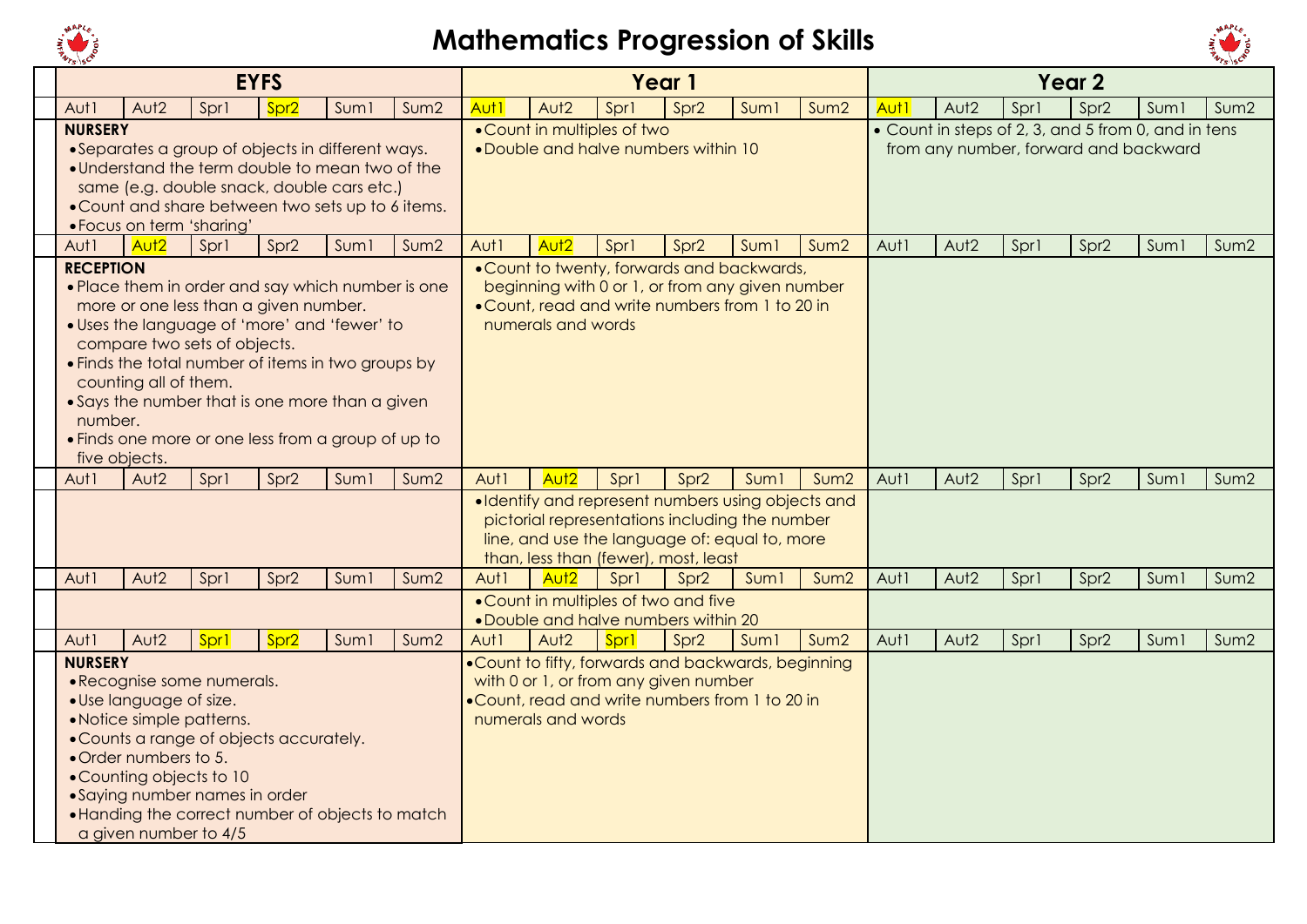# Mathematics Progression of Skills

| | EYFS | | | | | | Year 1 | | | | | | Year 2 | | | | | |
|---|---|---|---|---|---|---|---|---|---|---|---|---|---|---|---|---|---|---|
| | Aut1 | Aut2 | Spr1 | Spr2 | Sum1 | Sum2 | Aut1 | Aut2 | Spr1 | Spr2 | Sum1 | Sum2 | Aut1 | Aut2 | Spr1 | Spr2 | Sum1 | Sum2 |
| | **NURSERY**<br>• Separates a group of objects in different ways.<br>• Understand the term double to mean two of the same (e.g. double snack, double cars etc.)<br>• Count and share between two sets up to 6 items.<br>• Focus on term 'sharing' | | | | | | • Count in multiples of two<br>• Double and halve numbers within 10 | | | | | | • Count in steps of 2, 3, and 5 from 0, and in tens from any number, forward and backward | | | | | |
| | Aut1 | Aut2 | Spr1 | Spr2 | Sum1 | Sum2 | Aut1 | Aut2 | Spr1 | Spr2 | Sum1 | Sum2 | Aut1 | Aut2 | Spr1 | Spr2 | Sum1 | Sum2 |
| | **RECEPTION**<br>• Place them in order and say which number is one more or one less than a given number.<br>• Uses the language of 'more' and 'fewer' to compare two sets of objects.<br>• Finds the total number of items in two groups by counting all of them.<br>• Says the number that is one more than a given number.<br>• Finds one more or one less from a group of up to five objects. | | | | | | • Count to twenty, forwards and backwards, beginning with 0 or 1, or from any given number<br>• Count, read and write numbers from 1 to 20 in numerals and words | | | | | | | | | | | |
| | Aut1 | Aut2 | Spr1 | Spr2 | Sum1 | Sum2 | Aut1 | Aut2 | Spr1 | Spr2 | Sum1 | Sum2 | Aut1 | Aut2 | Spr1 | Spr2 | Sum1 | Sum2 |
| | | | | | | | • Identify and represent numbers using objects and pictorial representations including the number line, and use the language of: equal to, more than, less than (fewer), most, least | | | | | | | | | | | |
| | Aut1 | Aut2 | Spr1 | Spr2 | Sum1 | Sum2 | Aut1 | Aut2 | Spr1 | Spr2 | Sum1 | Sum2 | Aut1 | Aut2 | Spr1 | Spr2 | Sum1 | Sum2 |
| | | | | | | | • Count in multiples of two and five<br>• Double and halve numbers within 20 | | | | | | | | | | | |
| | Aut1 | Aut2 | Spr1 | Spr2 | Sum1 | Sum2 | Aut1 | Aut2 | Spr1 | Spr2 | Sum1 | Sum2 | Aut1 | Aut2 | Spr1 | Spr2 | Sum1 | Sum2 |
| | **NURSERY**<br>• Recognise some numerals.<br>• Use language of size.<br>• Notice simple patterns.<br>• Counts a range of objects accurately.<br>• Order numbers to 5.<br>• Counting objects to 10<br>• Saying number names in order<br>• Handing the correct number of objects to match a given number to 4/5 | | | | | | • Count to fifty, forwards and backwards, beginning with 0 or 1, or from any given number<br>• Count, read and write numbers from 1 to 20 in numerals and words | | | | | | | | | | | |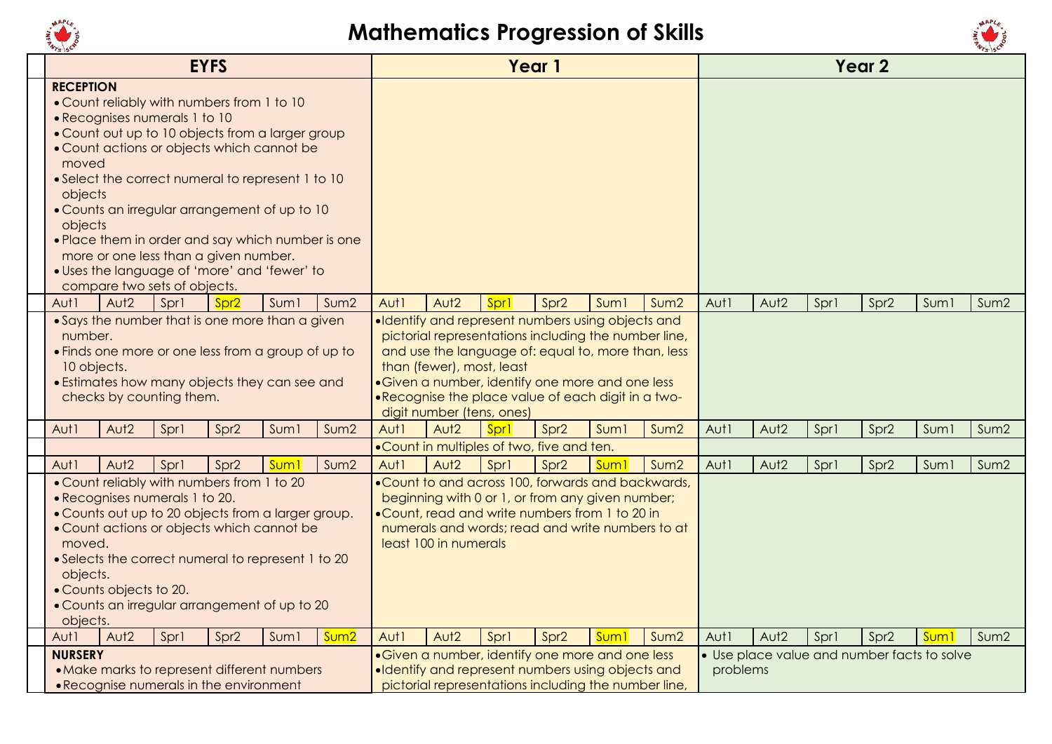# Mathematics Progression of Skills

| | EYFS | | | | | | Year 1 | | | | | | Year 2 | | | | | |
|---|---|---|---|---|---|---|---|---|---|---|---|---|---|---|---|---|---|---|
| | **RECEPTION**<br>• Count reliably with numbers from 1 to 10<br>• Recognises numerals 1 to 10<br>• Count out up to 10 objects from a larger group<br>• Count actions or objects which cannot be moved<br>• Select the correct numeral to represent 1 to 10 objects<br>• Counts an irregular arrangement of up to 10 objects<br>• Place them in order and say which number is one more or one less than a given number.<br>• Uses the language of 'more' and 'fewer' to compare two sets of objects. | | | | | | | | | | | | | | | | | |
| | Aut1 | Aut2 | Spr1 | Spr2 | Sum1 | Sum2 | Aut1 | Aut2 | Spr1 | Spr2 | Sum1 | Sum2 | Aut1 | Aut2 | Spr1 | Spr2 | Sum1 | Sum2 |
| | • Says the number that is one more than a given number.<br>• Finds one more or one less from a group of up to 10 objects.<br>• Estimates how many objects they can see and checks by counting them. | | | | | | • Identify and represent numbers using objects and pictorial representations including the number line, and use the language of: equal to, more than, less than (fewer), most, least<br>• Given a number, identify one more and one less<br>• Recognise the place value of each digit in a two-digit number (tens, ones) | | | | | | | | | | | |
| | Aut1 | Aut2 | Spr1 | Spr2 | Sum1 | Sum2 | Aut1 | Aut2 | Spr1 | Spr2 | Sum1 | Sum2 | Aut1 | Aut2 | Spr1 | Spr2 | Sum1 | Sum2 |
| | | | | | | | • Count in multiples of two, five and ten. | | | | | | | | | | | |
| | Aut1 | Aut2 | Spr1 | Spr2 | Sum1 | Sum2 | Aut1 | Aut2 | Spr1 | Spr2 | Sum1 | Sum2 | Aut1 | Aut2 | Spr1 | Spr2 | Sum1 | Sum2 |
| | • Count reliably with numbers from 1 to 20<br>• Recognises numerals 1 to 20.<br>• Counts out up to 20 objects from a larger group.<br>• Count actions or objects which cannot be moved.<br>• Selects the correct numeral to represent 1 to 20 objects.<br>• Counts objects to 20.<br>• Counts an irregular arrangement of up to 20 objects. | | | | | | • Count to and across 100, forwards and backwards, beginning with 0 or 1, or from any given number;<br>• Count, read and write numbers from 1 to 20 in numerals and words; read and write numbers to at least 100 in numerals | | | | | | | | | | | |
| | Aut1 | Aut2 | Spr1 | Spr2 | Sum1 | Sum2 | Aut1 | Aut2 | Spr1 | Spr2 | Sum1 | Sum2 | Aut1 | Aut2 | Spr1 | Spr2 | Sum1 | Sum2 |
| | **NURSERY**<br>• Make marks to represent different numbers<br>• Recognise numerals in the environment | | | | | | • Given a number, identify one more and one less<br>• Identify and represent numbers using objects and pictorial representations including the number line, | | | | | | • Use place value and number facts to solve problems | | | | | |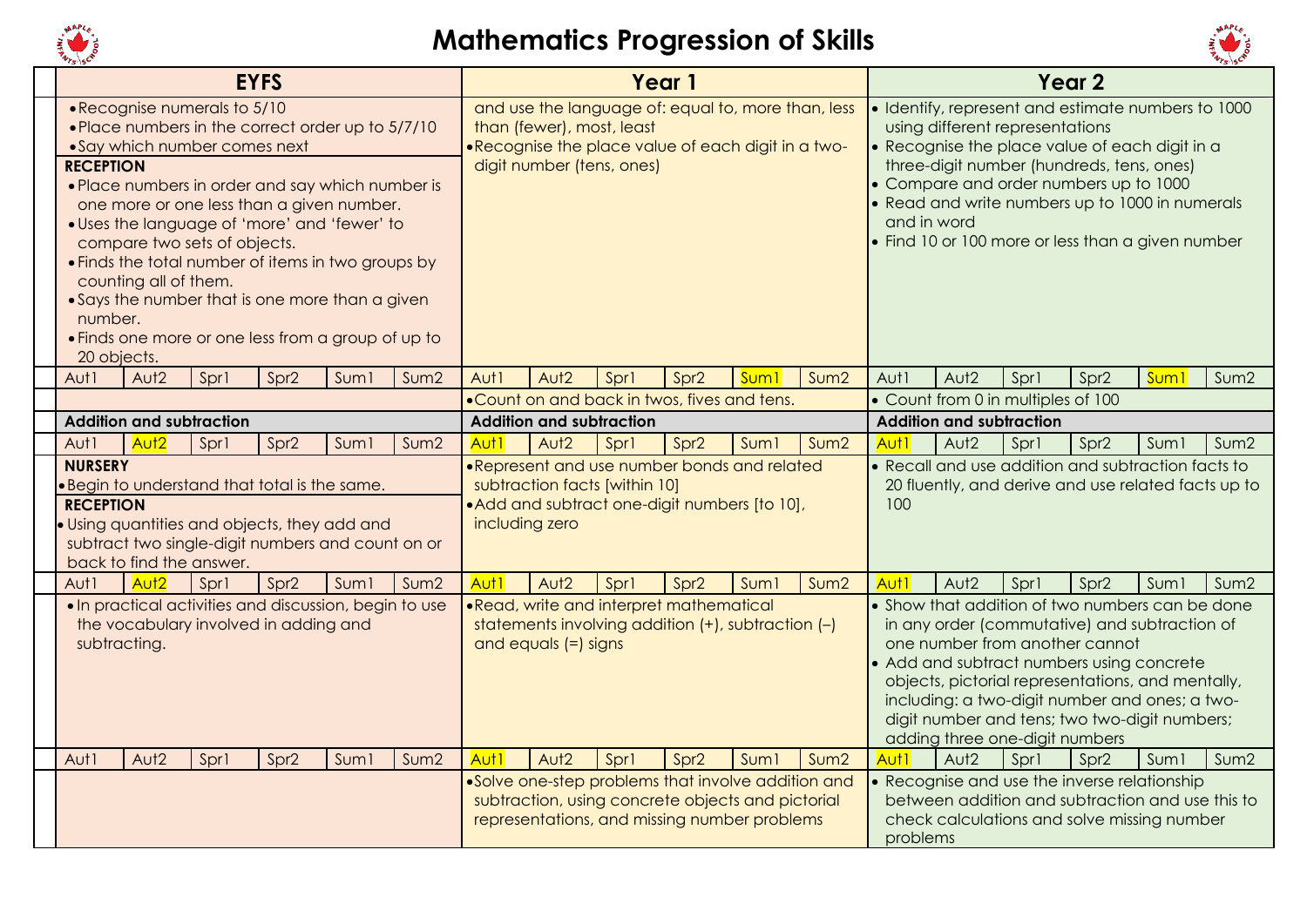# Mathematics Progression of Skills

| EYFS | | | | | | Year 1 | | | | | | Year 2 | | | | | |
|---|---|---|---|---|---|---|---|---|---|---|---|---|---|---|---|---|---|
| • Recognise numerals to 5/10<br>• Place numbers in the correct order up to 5/7/10<br>• Say which number comes next<br>**RECEPTION**<br>• Place numbers in order and say which number is one more or one less than a given number.<br>• Uses the language of 'more' and 'fewer' to compare two sets of objects.<br>• Finds the total number of items in two groups by counting all of them.<br>• Says the number that is one more than a given number.<br>• Finds one more or one less from a group of up to 20 objects. | | | | | | and use the language of: equal to, more than, less than (fewer), most, least<br>• Recognise the place value of each digit in a two-digit number (tens, ones) | | | | | | • Identify, represent and estimate numbers to 1000 using different representations<br>• Recognise the place value of each digit in a three-digit number (hundreds, tens, ones)<br>• Compare and order numbers up to 1000<br>• Read and write numbers up to 1000 in numerals and in word<br>• Find 10 or 100 more or less than a given number | | | | | |
| Aut1 | Aut2 | Spr1 | Spr2 | Sum1 | Sum2 | Aut1 | Aut2 | Spr1 | Spr2 | Sum1 | Sum2 | Aut1 | Aut2 | Spr1 | Spr2 | Sum1 | Sum2 |
| | | | | | | • Count on and back in twos, fives and tens. | | | | | | • Count from 0 in multiples of 100 | | | | | |
| **Addition and subtraction** | | | | | | **Addition and subtraction** | | | | | | **Addition and subtraction** | | | | | |
| Aut1 | Aut2 | Spr1 | Spr2 | Sum1 | Sum2 | Aut1 | Aut2 | Spr1 | Spr2 | Sum1 | Sum2 | Aut1 | Aut2 | Spr1 | Spr2 | Sum1 | Sum2 |
| **NURSERY**<br>• Begin to understand that total is the same.<br>**RECEPTION**<br>• Using quantities and objects, they add and subtract two single-digit numbers and count on or back to find the answer. | | | | | | • Represent and use number bonds and related subtraction facts [within 10]<br>• Add and subtract one-digit numbers [to 10], including zero | | | | | | • Recall and use addition and subtraction facts to 20 fluently, and derive and use related facts up to 100 | | | | | |
| Aut1 | Aut2 | Spr1 | Spr2 | Sum1 | Sum2 | Aut1 | Aut2 | Spr1 | Spr2 | Sum1 | Sum2 | Aut1 | Aut2 | Spr1 | Spr2 | Sum1 | Sum2 |
| • In practical activities and discussion, begin to use the vocabulary involved in adding and subtracting. | | | | | | • Read, write and interpret mathematical statements involving addition (+), subtraction (–) and equals (=) signs | | | | | | • Show that addition of two numbers can be done in any order (commutative) and subtraction of one number from another cannot<br>• Add and subtract numbers using concrete objects, pictorial representations, and mentally, including: a two-digit number and ones; a two-digit number and tens; two two-digit numbers; adding three one-digit numbers | | | | | |
| Aut1 | Aut2 | Spr1 | Spr2 | Sum1 | Sum2 | Aut1 | Aut2 | Spr1 | Spr2 | Sum1 | Sum2 | Aut1 | Aut2 | Spr1 | Spr2 | Sum1 | Sum2 |
| | | | | | | • Solve one-step problems that involve addition and subtraction, using concrete objects and pictorial representations, and missing number problems | | | | | | • Recognise and use the inverse relationship between addition and subtraction and use this to check calculations and solve missing number problems | | | | | |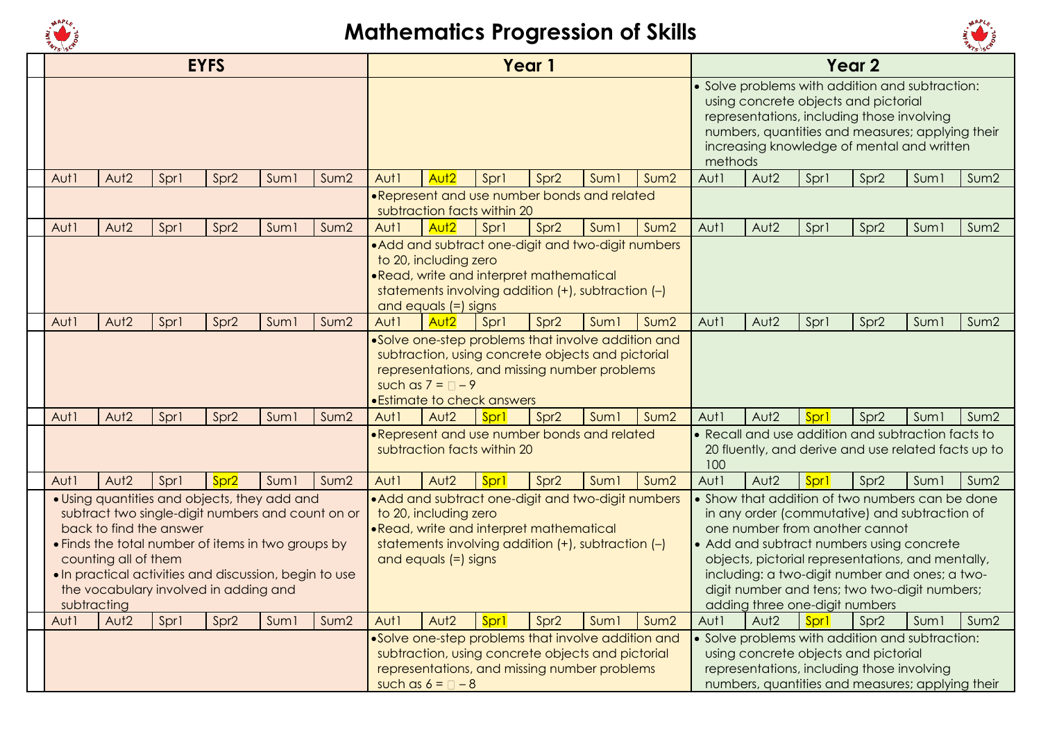# Mathematics Progression of Skills

| EYFS | | | | | | Year 1 | | | | | | Year 2 | | | | | |
|---|---|---|---|---|---|---|---|---|---|---|---|---|---|---|---|---|---|
| | | | | | | | | | | | | • Solve problems with addition and subtraction: using concrete objects and pictorial representations, including those involving numbers, quantities and measures; applying their increasing knowledge of mental and written methods | | | | | |
| Aut1 | Aut2 | Spr1 | Spr2 | Sum1 | Sum2 | Aut1 | Aut2 | Spr1 | Spr2 | Sum1 | Sum2 | Aut1 | Aut2 | Spr1 | Spr2 | Sum1 | Sum2 |
| | | | | | | • Represent and use number bonds and related subtraction facts within 20 | | | | | | | | | | | |
| Aut1 | Aut2 | Spr1 | Spr2 | Sum1 | Sum2 | Aut1 | Aut2 | Spr1 | Spr2 | Sum1 | Sum2 | Aut1 | Aut2 | Spr1 | Spr2 | Sum1 | Sum2 |
| | | | | | | • Add and subtract one-digit and two-digit numbers to 20, including zero<br>• Read, write and interpret mathematical statements involving addition (+), subtraction (–) and equals (=) signs | | | | | | | | | | | |
| Aut1 | Aut2 | Spr1 | Spr2 | Sum1 | Sum2 | Aut1 | Aut2 | Spr1 | Spr2 | Sum1 | Sum2 | Aut1 | Aut2 | Spr1 | Spr2 | Sum1 | Sum2 |
| | | | | | | • Solve one-step problems that involve addition and subtraction, using concrete objects and pictorial representations, and missing number problems such as $7 = \square - 9$<br>• Estimate to check answers | | | | | | | | | | | |
| Aut1 | Aut2 | Spr1 | Spr2 | Sum1 | Sum2 | Aut1 | Aut2 | Spr1 | Spr2 | Sum1 | Sum2 | Aut1 | Aut2 | Spr1 | Spr2 | Sum1 | Sum2 |
| | | | | | | • Represent and use number bonds and related subtraction facts within 20 | | | | | | • Recall and use addition and subtraction facts to 20 fluently, and derive and use related facts up to 100 | | | | | |
| Aut1 | Aut2 | Spr1 | Spr2 | Sum1 | Sum2 | Aut1 | Aut2 | Spr1 | Spr2 | Sum1 | Sum2 | Aut1 | Aut2 | Spr1 | Spr2 | Sum1 | Sum2 |
| • Using quantities and objects, they add and subtract two single-digit numbers and count on or back to find the answer<br>• Finds the total number of items in two groups by counting all of them<br>• In practical activities and discussion, begin to use the vocabulary involved in adding and subtracting | | | | | | • Add and subtract one-digit and two-digit numbers to 20, including zero<br>• Read, write and interpret mathematical statements involving addition (+), subtraction (–) and equals (=) signs | | | | | | • Show that addition of two numbers can be done in any order (commutative) and subtraction of one number from another cannot<br>• Add and subtract numbers using concrete objects, pictorial representations, and mentally, including: a two-digit number and ones; a two-digit number and tens; two two-digit numbers; adding three one-digit numbers | | | | | |
| Aut1 | Aut2 | Spr1 | Spr2 | Sum1 | Sum2 | Aut1 | Aut2 | Spr1 | Spr2 | Sum1 | Sum2 | Aut1 | Aut2 | Spr1 | Spr2 | Sum1 | Sum2 |
| | | | | | | • Solve one-step problems that involve addition and subtraction, using concrete objects and pictorial representations, and missing number problems such as $6 = \square - 8$ | | | | | | • Solve problems with addition and subtraction: using concrete objects and pictorial representations, including those involving numbers, quantities and measures; applying their | | | | | |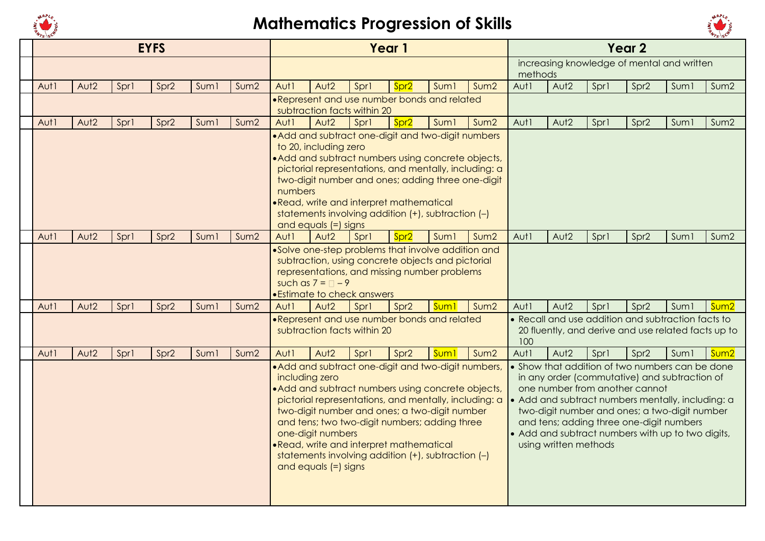# Mathematics Progression of Skills

| EYFS | | | | | | Year 1 | | | | | | Year 2 | | | | | |
|---|---|---|---|---|---|---|---|---|---|---|---|---|---|---|---|---|---|
| | | | | | | | | | | | | increasing knowledge of mental and written methods | | | | | |
| Aut1 | Aut2 | Spr1 | Spr2 | Sum1 | Sum2 | Aut1 | Aut2 | Spr1 | Spr2 | Sum1 | Sum2 | Aut1 | Aut2 | Spr1 | Spr2 | Sum1 | Sum2 |
| | | | | | | • Represent and use number bonds and related subtraction facts within 20 | | | | | | | | | | | |
| Aut1 | Aut2 | Spr1 | Spr2 | Sum1 | Sum2 | Aut1 | Aut2 | Spr1 | Spr2 | Sum1 | Sum2 | Aut1 | Aut2 | Spr1 | Spr2 | Sum1 | Sum2 |
| | | | | | | • Add and subtract one-digit and two-digit numbers to 20, including zero<br>• Add and subtract numbers using concrete objects, pictorial representations, and mentally, including: a two-digit number and ones; adding three one-digit numbers<br>• Read, write and interpret mathematical statements involving addition (+), subtraction (–) and equals (=) signs | | | | | | | | | | | |
| Aut1 | Aut2 | Spr1 | Spr2 | Sum1 | Sum2 | Aut1 | Aut2 | Spr1 | Spr2 | Sum1 | Sum2 | Aut1 | Aut2 | Spr1 | Spr2 | Sum1 | Sum2 |
| | | | | | | • Solve one-step problems that involve addition and subtraction, using concrete objects and pictorial representations, and missing number problems such as 7 = □ – 9<br>• Estimate to check answers | | | | | | | | | | | |
| Aut1 | Aut2 | Spr1 | Spr2 | Sum1 | Sum2 | Aut1 | Aut2 | Spr1 | Spr2 | Sum1 | Sum2 | Aut1 | Aut2 | Spr1 | Spr2 | Sum1 | Sum2 |
| | | | | | | • Represent and use number bonds and related subtraction facts within 20 | | | | | | • Recall and use addition and subtraction facts to 20 fluently, and derive and use related facts up to 100 | | | | | |
| Aut1 | Aut2 | Spr1 | Spr2 | Sum1 | Sum2 | Aut1 | Aut2 | Spr1 | Spr2 | Sum1 | Sum2 | Aut1 | Aut2 | Spr1 | Spr2 | Sum1 | Sum2 |
| | | | | | | • Add and subtract one-digit and two-digit numbers, including zero<br>• Add and subtract numbers using concrete objects, pictorial representations, and mentally, including: a two-digit number and ones; a two-digit number and tens; two two-digit numbers; adding three one-digit numbers<br>• Read, write and interpret mathematical statements involving addition (+), subtraction (–) and equals (=) signs | | | | | | • Show that addition of two numbers can be done in any order (commutative) and subtraction of one number from another cannot<br>• Add and subtract numbers mentally, including: a two-digit number and ones; a two-digit number and tens; adding three one-digit numbers<br>• Add and subtract numbers with up to two digits, using written methods | | | | | |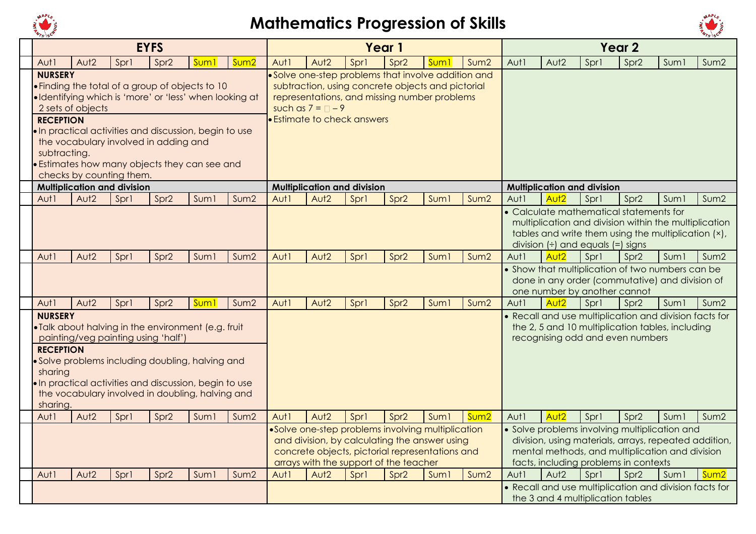# Mathematics Progression of Skills

| EYFS | | | | | | Year 1 | | | | | | Year 2 | | | | | |
|---|---|---|---|---|---|---|---|---|---|---|---|---|---|---|---|---|---|
| Aut1 | Aut2 | Spr1 | Spr2 | Sum1 | Sum2 | Aut1 | Aut2 | Spr1 | Spr2 | Sum1 | Sum2 | Aut1 | Aut2 | Spr1 | Spr2 | Sum1 | Sum2 |
| **NURSERY** • Finding the total of a group of objects to 10 • Identifying which is 'more' or 'less' when looking at 2 sets of objects **RECEPTION** • In practical activities and discussion, begin to use the vocabulary involved in adding and subtracting. • Estimates how many objects they can see and checks by counting them. | | | | | | • Solve one-step problems that involve addition and subtraction, using concrete objects and pictorial representations, and missing number problems such as 7 = □ – 9 • Estimate to check answers | | | | | | | | | | | |
| **Multiplication and division** | | | | | | **Multiplication and division** | | | | | | **Multiplication and division** | | | | | |
| Aut1 | Aut2 | Spr1 | Spr2 | Sum1 | Sum2 | Aut1 | Aut2 | Spr1 | Spr2 | Sum1 | Sum2 | Aut1 | Aut2 | Spr1 | Spr2 | Sum1 | Sum2 |
| | | | | | | | | | | | | • Calculate mathematical statements for multiplication and division within the multiplication tables and write them using the multiplication (×), division (÷) and equals (=) signs | | | | | |
| Aut1 | Aut2 | Spr1 | Spr2 | Sum1 | Sum2 | Aut1 | Aut2 | Spr1 | Spr2 | Sum1 | Sum2 | Aut1 | Aut2 | Spr1 | Spr2 | Sum1 | Sum2 |
| | | | | | | | | | | | | • Show that multiplication of two numbers can be done in any order (commutative) and division of one number by another cannot | | | | | |
| Aut1 | Aut2 | Spr1 | Spr2 | Sum1 | Sum2 | Aut1 | Aut2 | Spr1 | Spr2 | Sum1 | Sum2 | Aut1 | Aut2 | Spr1 | Spr2 | Sum1 | Sum2 |
| **NURSERY** • Talk about halving in the environment (e.g. fruit painting/veg painting using 'half') **RECEPTION** • Solve problems including doubling, halving and sharing • In practical activities and discussion, begin to use the vocabulary involved in doubling, halving and sharing. | | | | | | | | | | | | • Recall and use multiplication and division facts for the 2, 5 and 10 multiplication tables, including recognising odd and even numbers | | | | | |
| Aut1 | Aut2 | Spr1 | Spr2 | Sum1 | Sum2 | Aut1 | Aut2 | Spr1 | Spr2 | Sum1 | Sum2 | Aut1 | Aut2 | Spr1 | Spr2 | Sum1 | Sum2 |
| | | | | | | • Solve one-step problems involving multiplication and division, by calculating the answer using concrete objects, pictorial representations and arrays with the support of the teacher | | | | | | • Solve problems involving multiplication and division, using materials, arrays, repeated addition, mental methods, and multiplication and division facts, including problems in contexts | | | | | |
| Aut1 | Aut2 | Spr1 | Spr2 | Sum1 | Sum2 | Aut1 | Aut2 | Spr1 | Spr2 | Sum1 | Sum2 | Aut1 | Aut2 | Spr1 | Spr2 | Sum1 | Sum2 |
| | | | | | | | | | | | | • Recall and use multiplication and division facts for the 3 and 4 multiplication tables | | | | | |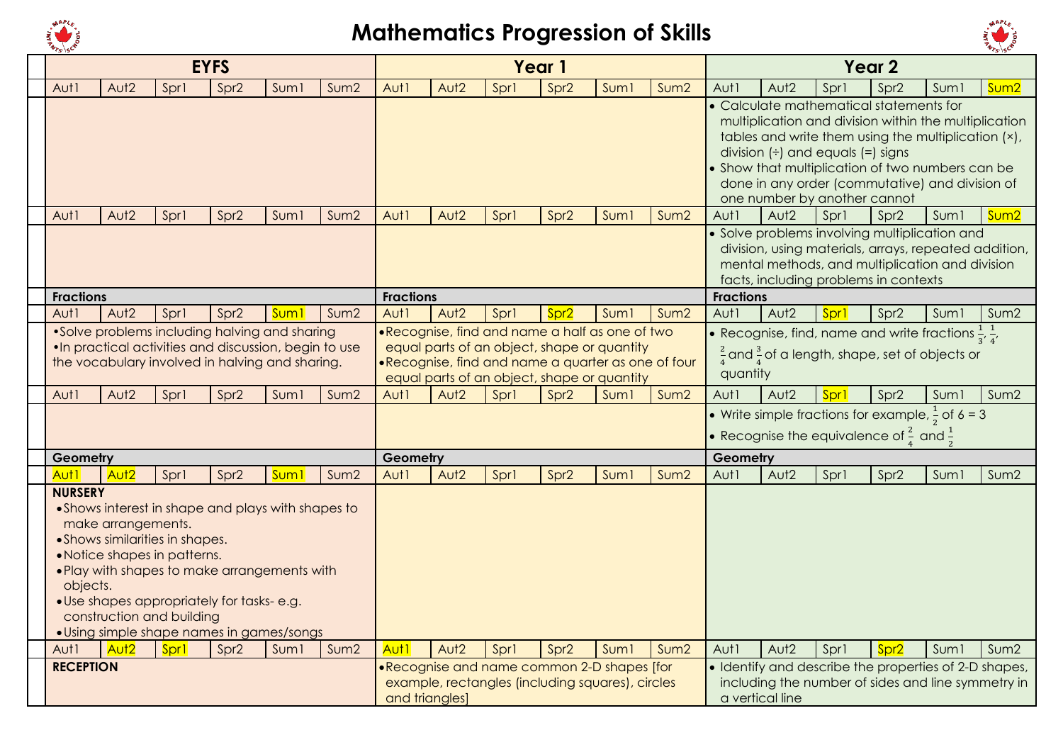# Mathematics Progression of Skills

| | EYFS | | | | | | Year 1 | | | | | | Year 2 | | | | | |
|---|---|---|---|---|---|---|---|---|---|---|---|---|---|---|---|---|---|---|
| | Aut1 | Aut2 | Spr1 | Spr2 | Sum1 | Sum2 | Aut1 | Aut2 | Spr1 | Spr2 | Sum1 | Sum2 | Aut1 | Aut2 | Spr1 | Spr2 | Sum1 | Sum2 |
| | | | | | | | | | | | | | • Calculate mathematical statements for multiplication and division within the multiplication tables and write them using the multiplication (×), division (÷) and equals (=) signs<br>• Show that multiplication of two numbers can be done in any order (commutative) and division of one number by another cannot | | | | | |
| | Aut1 | Aut2 | Spr1 | Spr2 | Sum1 | Sum2 | Aut1 | Aut2 | Spr1 | Spr2 | Sum1 | Sum2 | Aut1 | Aut2 | Spr1 | Spr2 | Sum1 | Sum2 |
| | | | | | | | | | | | | | • Solve problems involving multiplication and division, using materials, arrays, repeated addition, mental methods, and multiplication and division facts, including problems in contexts | | | | | |
| | **Fractions** | | | | | | **Fractions** | | | | | | **Fractions** | | | | | |
| | Aut1 | Aut2 | Spr1 | Spr2 | Sum1 | Sum2 | Aut1 | Aut2 | Spr1 | Spr2 | Sum1 | Sum2 | Aut1 | Aut2 | Spr1 | Spr2 | Sum1 | Sum2 |
| | • Solve problems including halving and sharing<br>• In practical activities and discussion, begin to use the vocabulary involved in halving and sharing. | | | | | | • Recognise, find and name a half as one of two equal parts of an object, shape or quantity<br>• Recognise, find and name a quarter as one of four equal parts of an object, shape or quantity | | | | | | • Recognise, find, name and write fractions $\frac{1}{3}$, $\frac{1}{4}$, $\frac{2}{4}$ and $\frac{3}{4}$ of a length, shape, set of objects or quantity | | | | | |
| | Aut1 | Aut2 | Spr1 | Spr2 | Sum1 | Sum2 | Aut1 | Aut2 | Spr1 | Spr2 | Sum1 | Sum2 | Aut1 | Aut2 | Spr1 | Spr2 | Sum1 | Sum2 |
| | | | | | | | | | | | | | • Write simple fractions for example, $\frac{1}{2}$ of 6 = 3<br>• Recognise the equivalence of $\frac{2}{4}$ and $\frac{1}{2}$ | | | | | |
| | **Geometry** | | | | | | **Geometry** | | | | | | **Geometry** | | | | | |
| | Aut1 | Aut2 | Spr1 | Spr2 | Sum1 | Sum2 | Aut1 | Aut2 | Spr1 | Spr2 | Sum1 | Sum2 | Aut1 | Aut2 | Spr1 | Spr2 | Sum1 | Sum2 |
| | **NURSERY**<br>• Shows interest in shape and plays with shapes to make arrangements.<br>• Shows similarities in shapes.<br>• Notice shapes in patterns.<br>• Play with shapes to make arrangements with objects.<br>• Use shapes appropriately for tasks- e.g. construction and building<br>• Using simple shape names in games/songs | | | | | | | | | | | | | | | | | |
| | Aut1 | Aut2 | Spr1 | Spr2 | Sum1 | Sum2 | Aut1 | Aut2 | Spr1 | Spr2 | Sum1 | Sum2 | Aut1 | Aut2 | Spr1 | Spr2 | Sum1 | Sum2 |
| | **RECEPTION** | | | | | | • Recognise and name common 2-D shapes [for example, rectangles (including squares), circles and triangles] | | | | | | • Identify and describe the properties of 2-D shapes, including the number of sides and line symmetry in a vertical line | | | | | |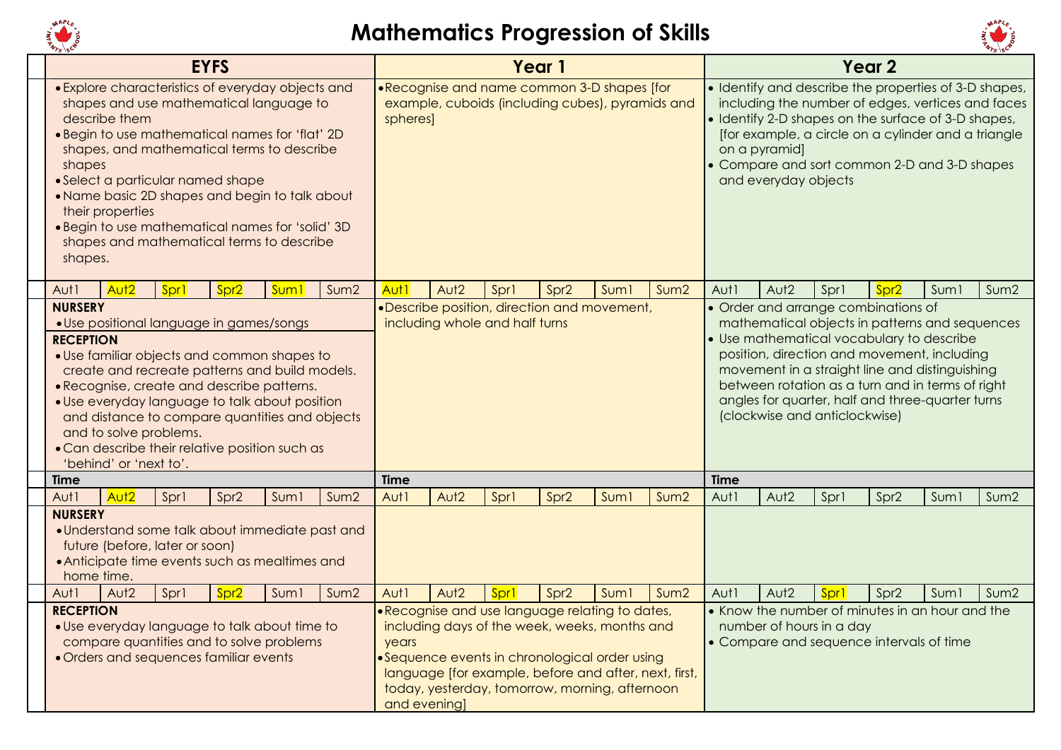# Mathematics Progression of Skills

| EYFS | | | | | | Year 1 | | | | | | Year 2 | | | | | |
|---|---|---|---|---|---|---|---|---|---|---|---|---|---|---|---|---|---|
| • Explore characteristics of everyday objects and shapes and use mathematical language to describe them<br>• Begin to use mathematical names for 'flat' 2D shapes, and mathematical terms to describe shapes<br>• Select a particular named shape<br>• Name basic 2D shapes and begin to talk about their properties<br>• Begin to use mathematical names for 'solid' 3D shapes and mathematical terms to describe shapes. | | | | | | • Recognise and name common 3-D shapes [for example, cuboids (including cubes), pyramids and spheres] | | | | | | • Identify and describe the properties of 3-D shapes, including the number of edges, vertices and faces<br>• Identify 2-D shapes on the surface of 3-D shapes, [for example, a circle on a cylinder and a triangle on a pyramid]<br>• Compare and sort common 2-D and 3-D shapes and everyday objects | | | | | |
| Aut1 | Aut2 | Spr1 | Spr2 | Sum1 | Sum2 | Aut1 | Aut2 | Spr1 | Spr2 | Sum1 | Sum2 | Aut1 | Aut2 | Spr1 | Spr2 | Sum1 | Sum2 |
| **NURSERY**<br>• Use positional language in games/songs<br>**RECEPTION**<br>• Use familiar objects and common shapes to create and recreate patterns and build models.<br>• Recognise, create and describe patterns.<br>• Use everyday language to talk about position and distance to compare quantities and objects and to solve problems.<br>• Can describe their relative position such as 'behind' or 'next to'. | | | | | | • Describe position, direction and movement, including whole and half turns | | | | | | • Order and arrange combinations of mathematical objects in patterns and sequences<br>• Use mathematical vocabulary to describe position, direction and movement, including movement in a straight line and distinguishing between rotation as a turn and in terms of right angles for quarter, half and three-quarter turns (clockwise and anticlockwise) | | | | | |
| **Time** | | | | | | **Time** | | | | | | **Time** | | | | | |
| Aut1 | Aut2 | Spr1 | Spr2 | Sum1 | Sum2 | Aut1 | Aut2 | Spr1 | Spr2 | Sum1 | Sum2 | Aut1 | Aut2 | Spr1 | Spr2 | Sum1 | Sum2 |
| **NURSERY**<br>• Understand some talk about immediate past and future (before, later or soon)<br>• Anticipate time events such as mealtimes and home time. | | | | | | | | | | | | | | | | | |
| Aut1 | Aut2 | Spr1 | Spr2 | Sum1 | Sum2 | Aut1 | Aut2 | Spr1 | Spr2 | Sum1 | Sum2 | Aut1 | Aut2 | Spr1 | Spr2 | Sum1 | Sum2 |
| **RECEPTION**<br>• Use everyday language to talk about time to compare quantities and to solve problems<br>• Orders and sequences familiar events | | | | | | • Recognise and use language relating to dates, including days of the week, weeks, months and years<br>• Sequence events in chronological order using language [for example, before and after, next, first, today, yesterday, tomorrow, morning, afternoon and evening] | | | | | | • Know the number of minutes in an hour and the number of hours in a day<br>• Compare and sequence intervals of time | | | | | |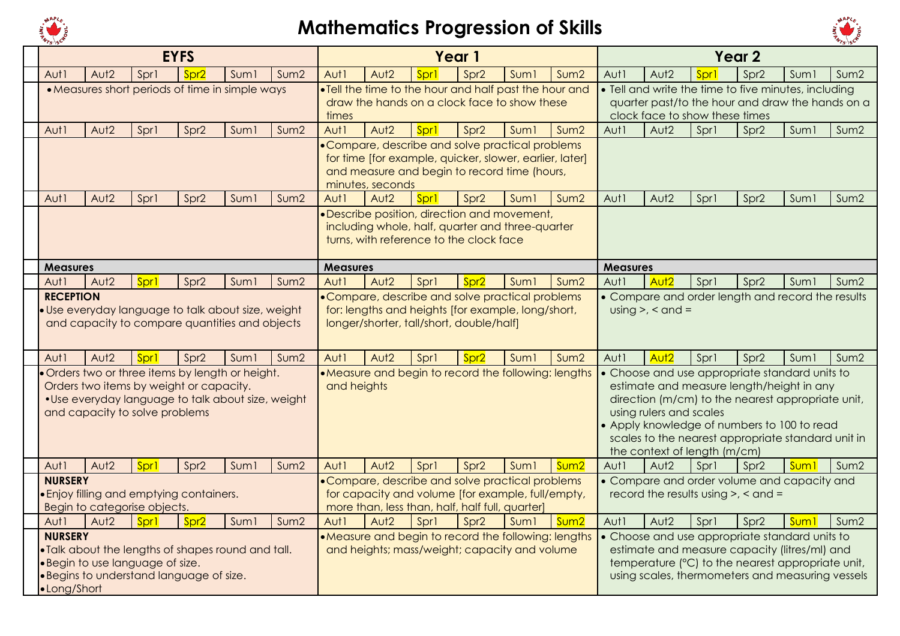# Mathematics Progression of Skills

| EYFS | Year 1 | Year 2 |
|---|---|---|
| Aut1 / Aut2 / Spr1 / **Spr2** / Sum1 / Sum2 | Aut1 / Aut2 / **Spr1** / Spr2 / Sum1 / Sum2 | Aut1 / Aut2 / **Spr1** / Spr2 / Sum1 / Sum2 |
| • Measures short periods of time in simple ways | • Tell the time to the hour and half past the hour and draw the hands on a clock face to show these times | • Tell and write the time to five minutes, including quarter past/to the hour and draw the hands on a clock face to show these times |
| Aut1 / Aut2 / Spr1 / Spr2 / Sum1 / Sum2 | Aut1 / Aut2 / **Spr1** / Spr2 / Sum1 / Sum2 | Aut1 / Aut2 / Spr1 / Spr2 / Sum1 / Sum2 |
| | • Compare, describe and solve practical problems for time [for example, quicker, slower, earlier, later] and measure and begin to record time (hours, minutes, seconds | |
| Aut1 / Aut2 / Spr1 / Spr2 / Sum1 / Sum2 | Aut1 / Aut2 / **Spr1** / Spr2 / Sum1 / Sum2 | Aut1 / Aut2 / Spr1 / Spr2 / Sum1 / Sum2 |
| | • Describe position, direction and movement, including whole, half, quarter and three-quarter turns, with reference to the clock face | |
| **Measures** | **Measures** | **Measures** |
| Aut1 / Aut2 / **Spr1** / Spr2 / Sum1 / Sum2 | Aut1 / Aut2 / Spr1 / **Spr2** / Sum1 / Sum2 | Aut1 / **Aut2** / Spr1 / Spr2 / Sum1 / Sum2 |
| **RECEPTION**<br>• Use everyday language to talk about size, weight and capacity to compare quantities and objects | • Compare, describe and solve practical problems for: lengths and heights [for example, long/short, longer/shorter, tall/short, double/half] | • Compare and order length and record the results using >, < and = |
| Aut1 / Aut2 / **Spr1** / Spr2 / Sum1 / Sum2 | Aut1 / Aut2 / Spr1 / **Spr2** / Sum1 / Sum2 | Aut1 / **Aut2** / Spr1 / Spr2 / Sum1 / Sum2 |
| • Orders two or three items by length or height. Orders two items by weight or capacity.<br>• Use everyday language to talk about size, weight and capacity to solve problems | • Measure and begin to record the following: lengths and heights | • Choose and use appropriate standard units to estimate and measure length/height in any direction (m/cm) to the nearest appropriate unit, using rulers and scales<br>• Apply knowledge of numbers to 100 to read scales to the nearest appropriate standard unit in the context of length (m/cm) |
| Aut1 / Aut2 / **Spr1** / Spr2 / Sum1 / Sum2 | Aut1 / Aut2 / Spr1 / Spr2 / Sum1 / **Sum2** | Aut1 / Aut2 / Spr1 / Spr2 / **Sum1** / Sum2 |
| **NURSERY**<br>• Enjoy filling and emptying containers. Begin to categorise objects. | • Compare, describe and solve practical problems for capacity and volume [for example, full/empty, more than, less than, half, half full, quarter] | • Compare and order volume and capacity and record the results using >, < and = |
| Aut1 / Aut2 / **Spr1** / **Spr2** / Sum1 / Sum2 | Aut1 / Aut2 / Spr1 / Spr2 / Sum1 / **Sum2** | Aut1 / Aut2 / Spr1 / Spr2 / **Sum1** / Sum2 |
| **NURSERY**<br>• Talk about the lengths of shapes round and tall.<br>• Begin to use language of size.<br>• Begins to understand language of size.<br>• Long/Short | • Measure and begin to record the following: lengths and heights; mass/weight; capacity and volume | • Choose and use appropriate standard units to estimate and measure capacity (litres/ml) and temperature (°C) to the nearest appropriate unit, using scales, thermometers and measuring vessels |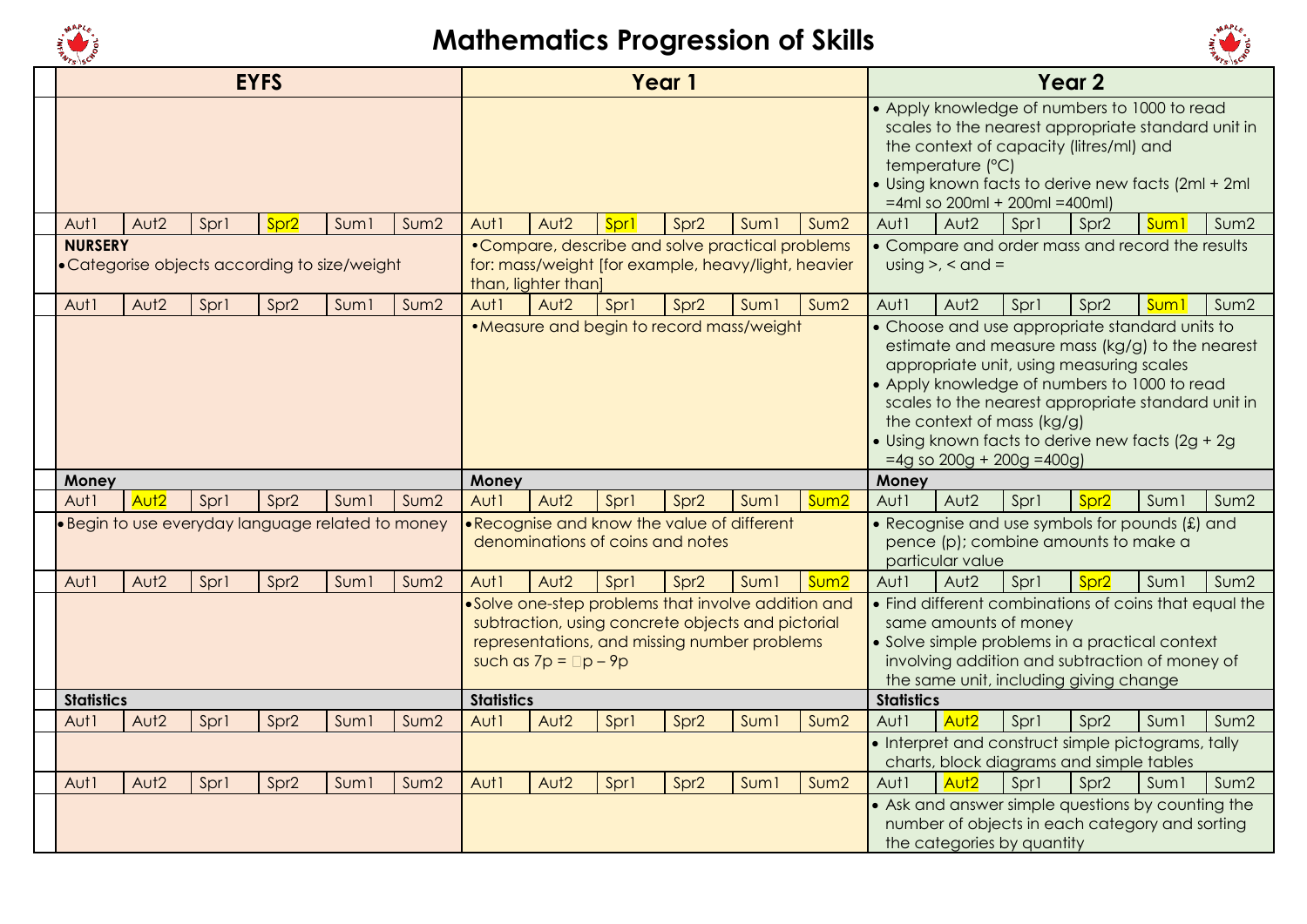# Mathematics Progression of Skills

| EYFS | | | | | | Year 1 | | | | | | Year 2 | | | | | |
|---|---|---|---|---|---|---|---|---|---|---|---|---|---|---|---|---|---|
| | | | | | | | | | | | | • Apply knowledge of numbers to 1000 to read scales to the nearest appropriate standard unit in the context of capacity (litres/ml) and temperature (°C)<br>• Using known facts to derive new facts (2ml + 2ml =4ml so 200ml + 200ml =400ml) | | | | | |
| Aut1 | Aut2 | Spr1 | Spr2 | Sum1 | Sum2 | Aut1 | Aut2 | Spr1 | Spr2 | Sum1 | Sum2 | Aut1 | Aut2 | Spr1 | Spr2 | Sum1 | Sum2 |
| **NURSERY**<br>• Categorise objects according to size/weight | | | | | | • Compare, describe and solve practical problems for: mass/weight [for example, heavy/light, heavier than, lighter than] | | | | | | • Compare and order mass and record the results using >, < and = | | | | | |
| Aut1 | Aut2 | Spr1 | Spr2 | Sum1 | Sum2 | Aut1 | Aut2 | Spr1 | Spr2 | Sum1 | Sum2 | Aut1 | Aut2 | Spr1 | Spr2 | Sum1 | Sum2 |
| | | | | | | • Measure and begin to record mass/weight | | | | | | • Choose and use appropriate standard units to estimate and measure mass (kg/g) to the nearest appropriate unit, using measuring scales<br>• Apply knowledge of numbers to 1000 to read scales to the nearest appropriate standard unit in the context of mass (kg/g)<br>• Using known facts to derive new facts (2g + 2g =4g so 200g + 200g =400g) | | | | | |
| **Money** | | | | | | **Money** | | | | | | **Money** | | | | | |
| Aut1 | Aut2 | Spr1 | Spr2 | Sum1 | Sum2 | Aut1 | Aut2 | Spr1 | Spr2 | Sum1 | Sum2 | Aut1 | Aut2 | Spr1 | Spr2 | Sum1 | Sum2 |
| • Begin to use everyday language related to money | | | | | | • Recognise and know the value of different denominations of coins and notes | | | | | | • Recognise and use symbols for pounds (£) and pence (p); combine amounts to make a particular value | | | | | |
| Aut1 | Aut2 | Spr1 | Spr2 | Sum1 | Sum2 | Aut1 | Aut2 | Spr1 | Spr2 | Sum1 | Sum2 | Aut1 | Aut2 | Spr1 | Spr2 | Sum1 | Sum2 |
| | | | | | | • Solve one-step problems that involve addition and subtraction, using concrete objects and pictorial representations, and missing number problems such as 7p = □p – 9p | | | | | | • Find different combinations of coins that equal the same amounts of money<br>• Solve simple problems in a practical context involving addition and subtraction of money of the same unit, including giving change | | | | | |
| **Statistics** | | | | | | **Statistics** | | | | | | **Statistics** | | | | | |
| Aut1 | Aut2 | Spr1 | Spr2 | Sum1 | Sum2 | Aut1 | Aut2 | Spr1 | Spr2 | Sum1 | Sum2 | Aut1 | Aut2 | Spr1 | Spr2 | Sum1 | Sum2 |
| | | | | | | | | | | | | • Interpret and construct simple pictograms, tally charts, block diagrams and simple tables | | | | | |
| Aut1 | Aut2 | Spr1 | Spr2 | Sum1 | Sum2 | Aut1 | Aut2 | Spr1 | Spr2 | Sum1 | Sum2 | Aut1 | Aut2 | Spr1 | Spr2 | Sum1 | Sum2 |
| | | | | | | | | | | | | • Ask and answer simple questions by counting the number of objects in each category and sorting the categories by quantity | | | | | |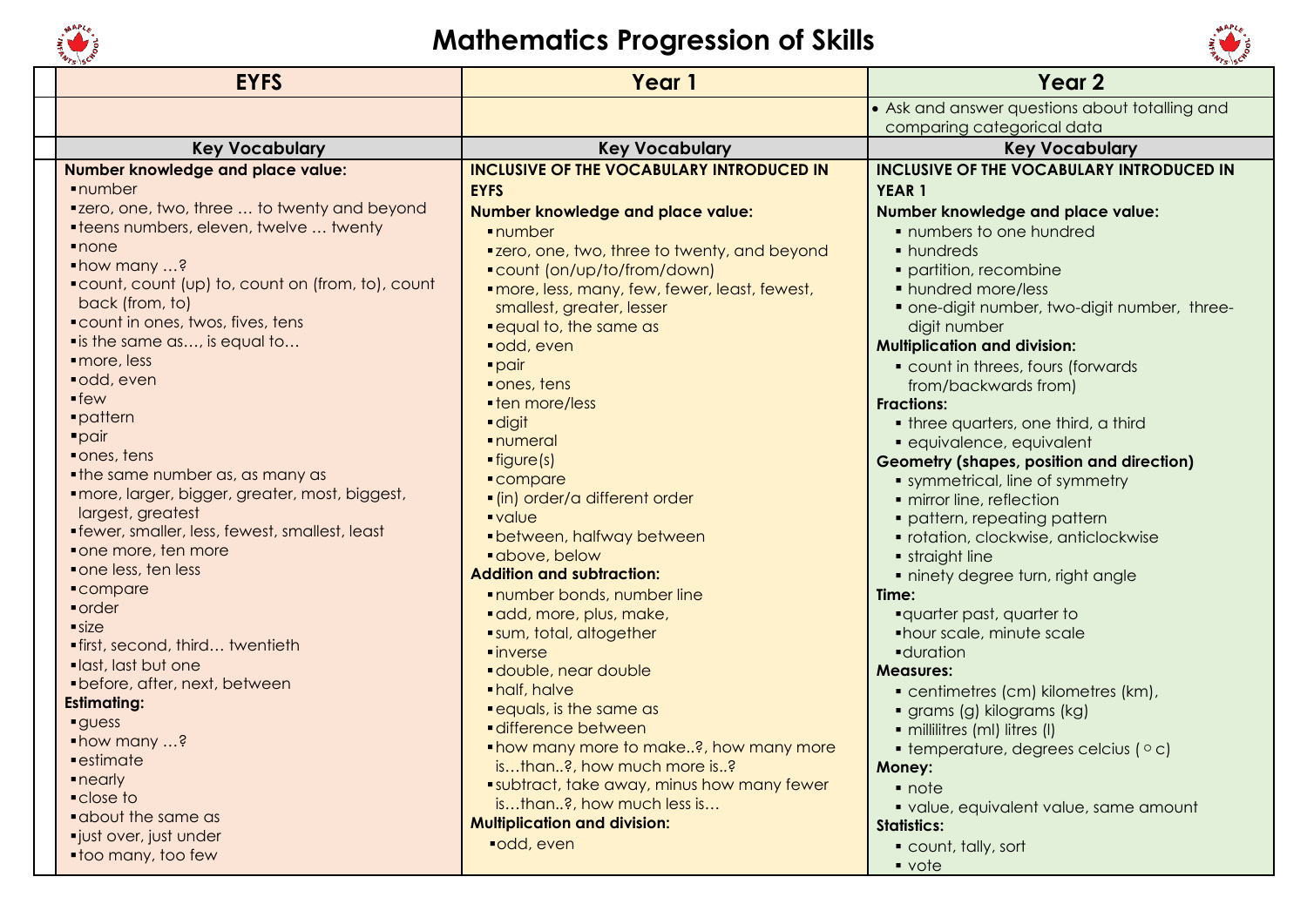# Mathematics Progression of Skills

| EYFS | Year 1 | Year 2 |
|---|---|---|
| | | • Ask and answer questions about totalling and comparing categorical data |
| **Key Vocabulary** | **Key Vocabulary** | **Key Vocabulary** |
| **Number knowledge and place value:**<br>▪ number<br>▪ zero, one, two, three … to twenty and beyond<br>▪ teens numbers, eleven, twelve … twenty<br>▪ none<br>▪ how many …?<br>▪ count, count (up) to, count on (from, to), count back (from, to)<br>▪ count in ones, twos, fives, tens<br>▪ is the same as…, is equal to…<br>▪ more, less<br>▪ odd, even<br>▪ few<br>▪ pattern<br>▪ pair<br>▪ ones, tens<br>▪ the same number as, as many as<br>▪ more, larger, bigger, greater, most, biggest, largest, greatest<br>▪ fewer, smaller, less, fewest, smallest, least<br>▪ one more, ten more<br>▪ one less, ten less<br>▪ compare<br>▪ order<br>▪ size<br>▪ first, second, third… twentieth<br>▪ last, last but one<br>▪ before, after, next, between<br>**Estimating:**<br>▪ guess<br>▪ how many …?<br>▪ estimate<br>▪ nearly<br>▪ close to<br>▪ about the same as<br>▪ just over, just under<br>▪ too many, too few | **INCLUSIVE OF THE VOCABULARY INTRODUCED IN EYFS**<br>**Number knowledge and place value:**<br>▪ number<br>▪ zero, one, two, three to twenty, and beyond<br>▪ count (on/up/to/from/down)<br>▪ more, less, many, few, fewer, least, fewest, smallest, greater, lesser<br>▪ equal to, the same as<br>▪ odd, even<br>▪ pair<br>▪ ones, tens<br>▪ ten more/less<br>▪ digit<br>▪ numeral<br>▪ figure(s)<br>▪ compare<br>▪ (in) order/a different order<br>▪ value<br>▪ between, halfway between<br>▪ above, below<br>**Addition and subtraction:**<br>▪ number bonds, number line<br>▪ add, more, plus, make,<br>▪ sum, total, altogether<br>▪ inverse<br>▪ double, near double<br>▪ half, halve<br>▪ equals, is the same as<br>▪ difference between<br>▪ how many more to make..?, how many more is…than..?, how much more is..?<br>▪ subtract, take away, minus how many fewer is…than..?, how much less is…<br>**Multiplication and division:**<br>▪ odd, even | **INCLUSIVE OF THE VOCABULARY INTRODUCED IN YEAR 1**<br>**Number knowledge and place value:**<br>▪ numbers to one hundred<br>▪ hundreds<br>▪ partition, recombine<br>▪ hundred more/less<br>▪ one-digit number, two-digit number, three-digit number<br>**Multiplication and division:**<br>▪ count in threes, fours (forwards from/backwards from)<br>**Fractions:**<br>▪ three quarters, one third, a third<br>▪ equivalence, equivalent<br>**Geometry (shapes, position and direction)**<br>▪ symmetrical, line of symmetry<br>▪ mirror line, reflection<br>▪ pattern, repeating pattern<br>▪ rotation, clockwise, anticlockwise<br>▪ straight line<br>▪ ninety degree turn, right angle<br>**Time:**<br>▪ quarter past, quarter to<br>▪ hour scale, minute scale<br>▪ duration<br>**Measures:**<br>▪ centimetres (cm) kilometres (km),<br>▪ grams (g) kilograms (kg)<br>▪ millilitres (ml) litres (l)<br>▪ temperature, degrees celcius ( ○ c)<br>**Money:**<br>▪ note<br>▪ value, equivalent value, same amount<br>**Statistics:**<br>▪ count, tally, sort<br>▪ vote |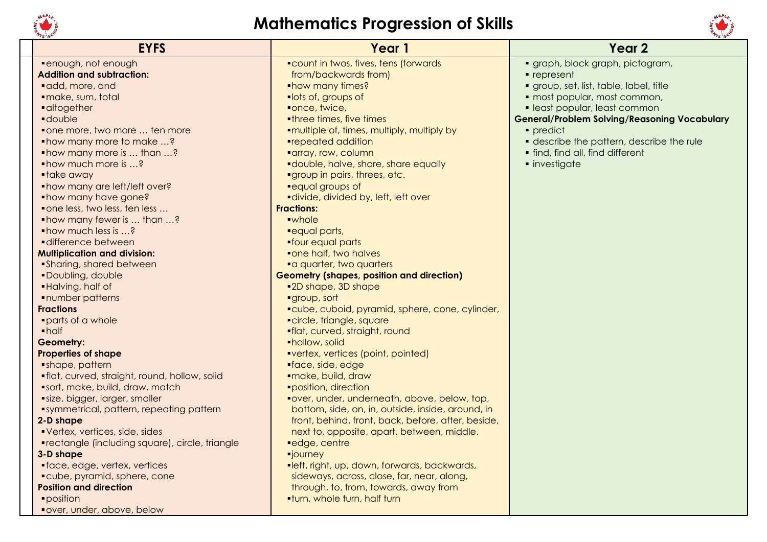# Mathematics Progression of Skills

| EYFS | Year 1 | Year 2 |
|---|---|---|
| ▪enough, not enough<br>**Addition and subtraction:**<br>▪add, more, and<br>▪make, sum, total<br>▪altogether<br>▪double<br>▪one more, two more … ten more<br>▪how many more to make …?<br>▪how many more is … than …?<br>▪how much more is …?<br>▪take away<br>▪how many are left/left over?<br>▪how many have gone?<br>▪one less, two less, ten less …<br>▪how many fewer is … than …?<br>▪how much less is …?<br>▪difference between<br>**Multiplication and division:**<br>▪Sharing, shared between<br>▪Doubling, double<br>▪Halving, half of<br>▪number patterns<br>**Fractions**<br>▪parts of a whole<br>▪half<br>**Geometry:**<br>**Properties of shape**<br>▪shape, pattern<br>▪flat, curved, straight, round, hollow, solid<br>▪sort, make, build, draw, match<br>▪size, bigger, larger, smaller<br>▪symmetrical, pattern, repeating pattern<br>**2-D shape**<br>▪Vertex, vertices, side, sides<br>▪rectangle (including square), circle, triangle<br>**3-D shape**<br>▪face, edge, vertex, vertices<br>▪cube, pyramid, sphere, cone<br>**Position and direction**<br>▪position<br>▪over, under, above, below | ▪count in twos, fives, tens (forwards from/backwards from)<br>▪how many times?<br>▪lots of, groups of<br>▪once, twice,<br>▪three times, five times<br>▪multiple of, times, multiply, multiply by<br>▪repeated addition<br>▪array, row, column<br>▪double, halve, share, share equally<br>▪group in pairs, threes, etc.<br>▪equal groups of<br>▪divide, divided by, left, left over<br>**Fractions:**<br>▪whole<br>▪equal parts,<br>▪four equal parts<br>▪one half, two halves<br>▪a quarter, two quarters<br>**Geometry (shapes, position and direction)**<br>▪2D shape, 3D shape<br>▪group, sort<br>▪cube, cuboid, pyramid, sphere, cone, cylinder,<br>▪circle, triangle, square<br>▪flat, curved, straight, round<br>▪hollow, solid<br>▪vertex, vertices (point, pointed)<br>▪face, side, edge<br>▪make, build, draw<br>▪position, direction<br>▪over, under, underneath, above, below, top, bottom, side, on, in, outside, inside, around, in front, behind, front, back, before, after, beside, next to, opposite, apart, between, middle,<br>▪edge, centre<br>▪journey<br>▪left, right, up, down, forwards, backwards, sideways, across, close, far, near, along, through, to, from, towards, away from<br>▪turn, whole turn, half turn | ▪ graph, block graph, pictogram,<br>▪ represent<br>▪ group, set, list, table, label, title<br>▪ most popular, most common,<br>▪ least popular, least common<br>**General/Problem Solving/Reasoning Vocabulary**<br>▪ predict<br>▪ describe the pattern, describe the rule<br>▪ find, find all, find different<br>▪ investigate |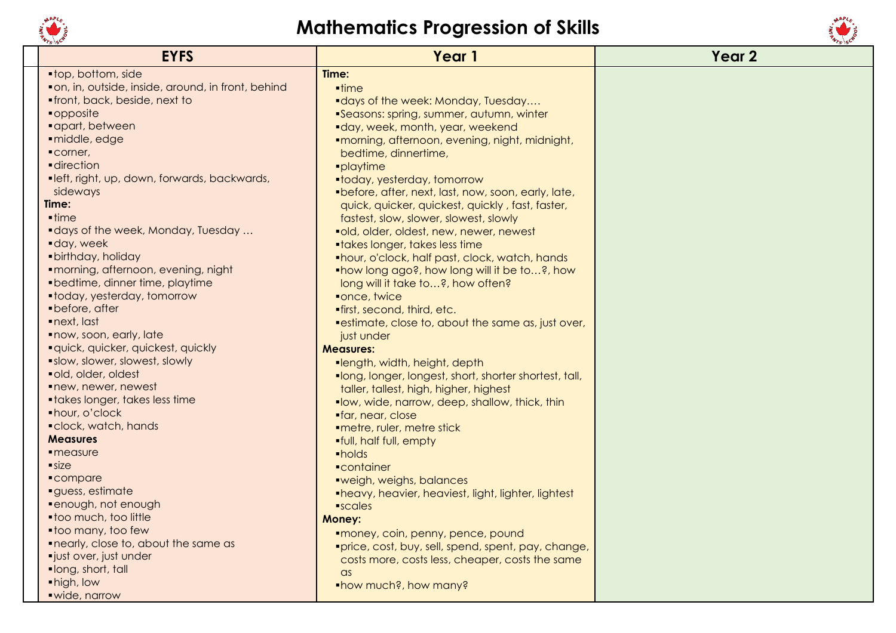# Mathematics Progression of Skills

| EYFS | Year 1 | Year 2 |
|---|---|---|
| ▪top, bottom, side<br>▪on, in, outside, inside, around, in front, behind<br>▪front, back, beside, next to<br>▪opposite<br>▪apart, between<br>▪middle, edge<br>▪corner,<br>▪direction<br>▪left, right, up, down, forwards, backwards, sideways<br>**Time:**<br>▪time<br>▪days of the week, Monday, Tuesday …<br>▪day, week<br>▪birthday, holiday<br>▪morning, afternoon, evening, night<br>▪bedtime, dinner time, playtime<br>▪today, yesterday, tomorrow<br>▪before, after<br>▪next, last<br>▪now, soon, early, late<br>▪quick, quicker, quickest, quickly<br>▪slow, slower, slowest, slowly<br>▪old, older, oldest<br>▪new, newer, newest<br>▪takes longer, takes less time<br>▪hour, o'clock<br>▪clock, watch, hands<br>**Measures**<br>▪measure<br>▪size<br>▪compare<br>▪guess, estimate<br>▪enough, not enough<br>▪too much, too little<br>▪too many, too few<br>▪nearly, close to, about the same as<br>▪just over, just under<br>▪long, short, tall<br>▪high, low<br>▪wide, narrow | **Time:**<br>▪time<br>▪days of the week: Monday, Tuesday….<br>▪Seasons: spring, summer, autumn, winter<br>▪day, week, month, year, weekend<br>▪morning, afternoon, evening, night, midnight, bedtime, dinnertime,<br>▪playtime<br>▪today, yesterday, tomorrow<br>▪before, after, next, last, now, soon, early, late, quick, quicker, quickest, quickly , fast, faster, fastest, slow, slower, slowest, slowly<br>▪old, older, oldest, new, newer, newest<br>▪takes longer, takes less time<br>▪hour, o'clock, half past, clock, watch, hands<br>▪how long ago?, how long will it be to…?, how long will it take to…?, how often?<br>▪once, twice<br>▪first, second, third, etc.<br>▪estimate, close to, about the same as, just over, just under<br>**Measures:**<br>▪length, width, height, depth<br>▪long, longer, longest, short, shorter shortest, tall, taller, tallest, high, higher, highest<br>▪low, wide, narrow, deep, shallow, thick, thin<br>▪far, near, close<br>▪metre, ruler, metre stick<br>▪full, half full, empty<br>▪holds<br>▪container<br>▪weigh, weighs, balances<br>▪heavy, heavier, heaviest, light, lighter, lightest<br>▪scales<br>**Money:**<br>▪money, coin, penny, pence, pound<br>▪price, cost, buy, sell, spend, spent, pay, change, costs more, costs less, cheaper, costs the same as<br>▪how much?, how many? | |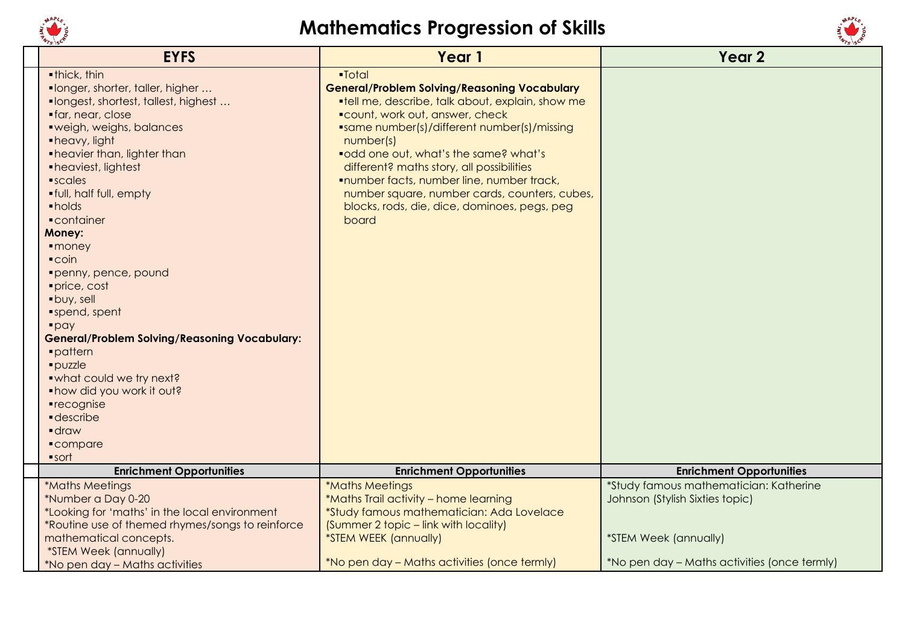# Mathematics Progression of Skills

| | EYFS | Year 1 | Year 2 |
|---|---|---|---|
| | ▪thick, thin<br>▪longer, shorter, taller, higher …<br>▪longest, shortest, tallest, highest …<br>▪far, near, close<br>▪weigh, weighs, balances<br>▪heavy, light<br>▪heavier than, lighter than<br>▪heaviest, lightest<br>▪scales<br>▪full, half full, empty<br>▪holds<br>▪container<br>**Money:**<br>▪money<br>▪coin<br>▪penny, pence, pound<br>▪price, cost<br>▪buy, sell<br>▪spend, spent<br>▪pay<br>**General/Problem Solving/Reasoning Vocabulary:**<br>▪pattern<br>▪puzzle<br>▪what could we try next?<br>▪how did you work it out?<br>▪recognise<br>▪describe<br>▪draw<br>▪compare<br>▪sort | ▪Total<br>**General/Problem Solving/Reasoning Vocabulary**<br>▪tell me, describe, talk about, explain, show me<br>▪count, work out, answer, check<br>▪same number(s)/different number(s)/missing number(s)<br>▪odd one out, what's the same? what's different? maths story, all possibilities<br>▪number facts, number line, number track, number square, number cards, counters, cubes, blocks, rods, die, dice, dominoes, pegs, peg board | |
| | **Enrichment Opportunities** | **Enrichment Opportunities** | **Enrichment Opportunities** |
| | *Maths Meetings<br>*Number a Day 0-20<br>*Looking for 'maths' in the local environment<br>*Routine use of themed rhymes/songs to reinforce mathematical concepts.<br>*STEM Week (annually)<br>*No pen day – Maths activities | *Maths Meetings<br>*Maths Trail activity – home learning<br>*Study famous mathematician: Ada Lovelace (Summer 2 topic – link with locality)<br>*STEM WEEK (annually)<br>*No pen day – Maths activities (once termly) | *Study famous mathematician: Katherine Johnson (Stylish Sixties topic)<br>*STEM Week (annually)<br>*No pen day – Maths activities (once termly) |